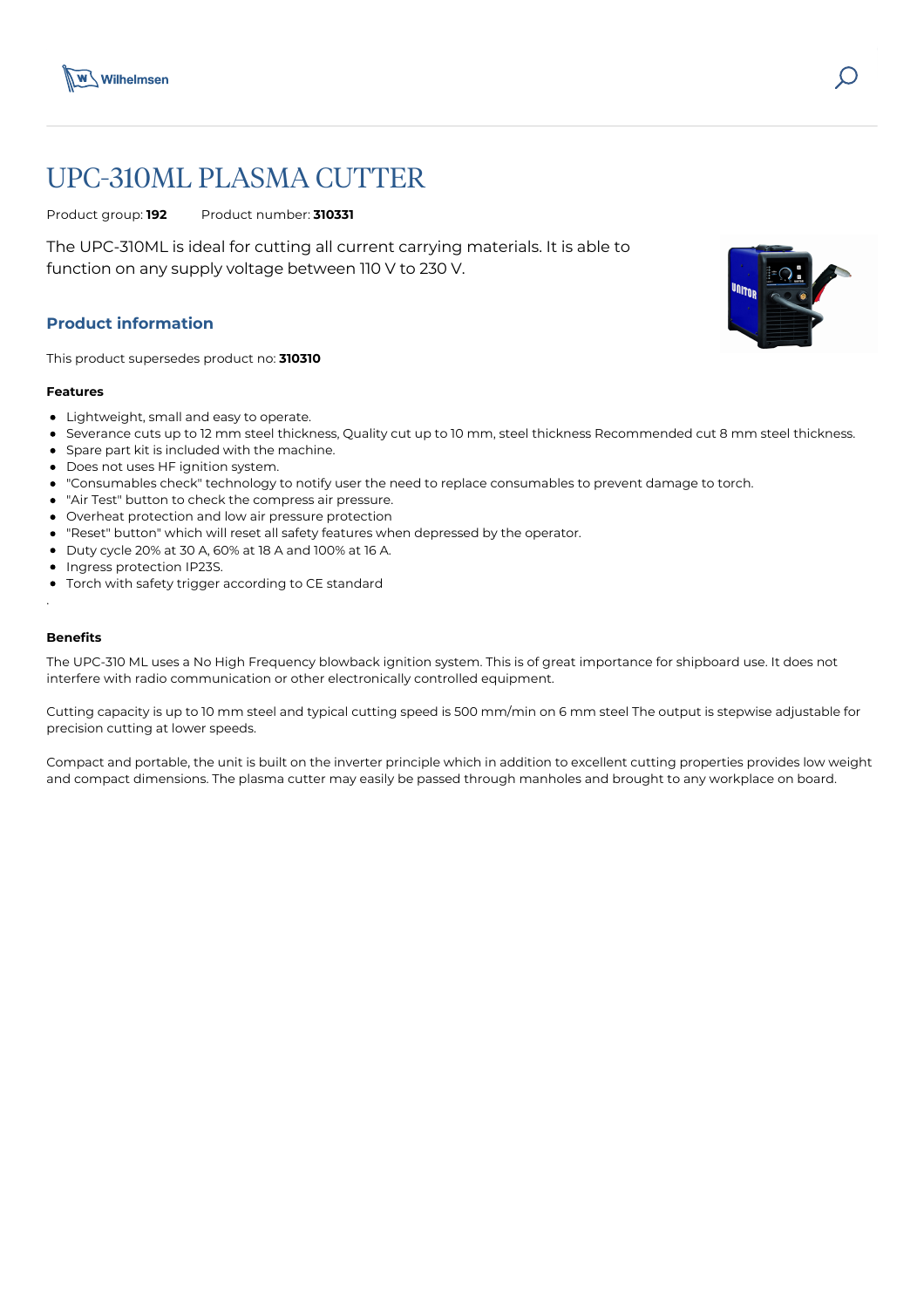# UPC-310ML PLASMA CUTTER

Product group: **192**    Product number: **310331**

The UPC-310ML is ideal for cutting all current carrying materials. It is able to function on any supply voltage between 110 V to 230 V.

## Product information

This product supersedes product no: **310310**

### Features

- Lightweight, small and easy to operate.
- Severance cuts up to 12 mm steel thickness, Quality cut up to 10 mm, steel thickness Recommended cut 8 mm steel thickness.
- Spare part kit is included with the machine.
- Does not uses HF ignition system.
- "Consumables check" technology to notify user the need to replace consumables to prevent damage to torch.
- "Air Test" button to check the compress air pressure.
- Overheat protection and low air pressure protection
- "Reset" button" which will reset all safety features when depressed by the operator.
- Duty cycle 20% at 30 A, 60% at 18 A and 100% at 16 A.
- Ingress protection IP23S.
- Torch with safety trigger according to CE standard

.

### Benefits

The UPC-310 ML uses a No High Frequency blowback ignition system. This is of great importance for shipboard use. It does not interfere with radio communication or other electronically controlled equipment.

Cutting capacity is up to 10 mm steel and typical cutting speed is 500 mm/min on 6 mm steel The output is stepwise adjustable for precision cutting at lower speeds.

Compact and portable, the unit is built on the inverter principle which in addition to excellent cutting properties provides low weight and compact dimensions. The plasma cutter may easily be passed through manholes and brought to any workplace on board.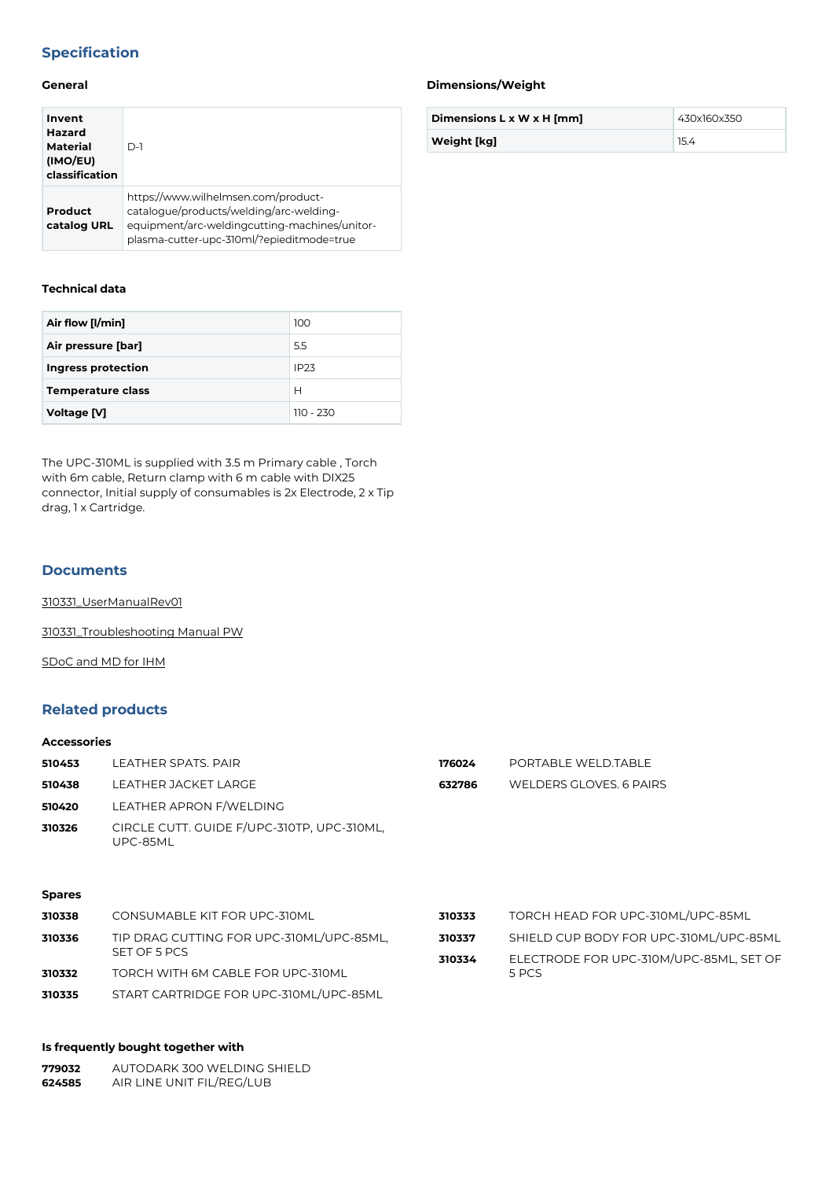## Specification

### General

| | |
|---|---|
| **Invent Hazard Material (IMO/EU) classification** | D-1 |
| **Product catalog URL** | https://www.wilhelmsen.com/product-catalogue/products/welding/arc-welding-equipment/arc-weldingcutting-machines/unitor-plasma-cutter-upc-310ml/?epieditmode=true |

### Dimensions/Weight

| | |
|---|---|
| **Dimensions L x W x H [mm]** | 430x160x350 |
| **Weight [kg]** | 15.4 |

### Technical data

| | |
|---|---|
| **Air flow [l/min]** | 100 |
| **Air pressure [bar]** | 5.5 |
| **Ingress protection** | IP23 |
| **Temperature class** | H |
| **Voltage [V]** | 110 - 230 |

The UPC-310ML is supplied with 3.5 m Primary cable , Torch with 6m cable, Return clamp with 6 m cable with DIX25 connector, Initial supply of consumables is 2x Electrode, 2 x Tip drag, 1 x Cartridge.

## Documents

310331_UserManualRev01

310331_Troubleshooting Manual PW

SDoC and MD for IHM

## Related products

### Accessories

**510453** LEATHER SPATS. PAIR

**510438** LEATHER JACKET LARGE

**510420** LEATHER APRON F/WELDING

**310326** CIRCLE CUTT. GUIDE F/UPC-310TP, UPC-310ML, UPC-85ML

**176024** PORTABLE WELD.TABLE

**632786** WELDERS GLOVES. 6 PAIRS

### Spares

**310338** CONSUMABLE KIT FOR UPC-310ML

**310336** TIP DRAG CUTTING FOR UPC-310ML/UPC-85ML, SET OF 5 PCS

**310332** TORCH WITH 6M CABLE FOR UPC-310ML

**310335** START CARTRIDGE FOR UPC-310ML/UPC-85ML

**310333** TORCH HEAD FOR UPC-310ML/UPC-85ML

**310337** SHIELD CUP BODY FOR UPC-310ML/UPC-85ML

**310334** ELECTRODE FOR UPC-310M/UPC-85ML, SET OF 5 PCS

### Is frequently bought together with

**779032** AUTODARK 300 WELDING SHIELD
**624585** AIR LINE UNIT FIL/REG/LUB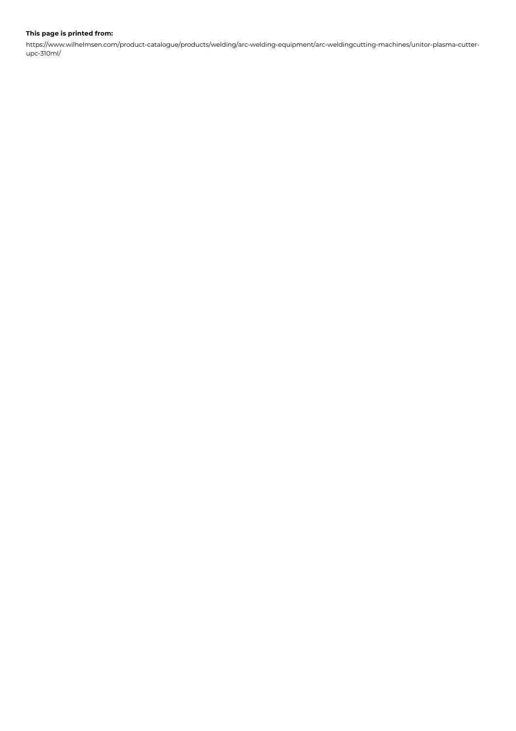**This page is printed from:**

https://www.wilhelmsen.com/product-catalogue/products/welding/arc-welding-equipment/arc-weldingcutting-machines/unitor-plasma-cutter-upc-310ml/